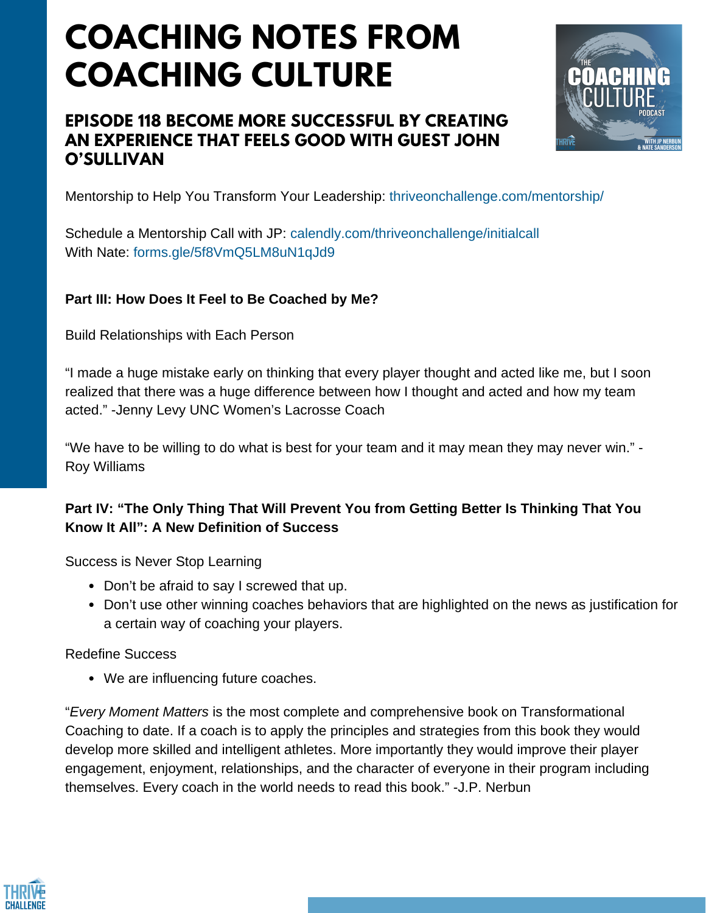# COACHING NOTES FROM COACHING CULTURE

## EPISODE 118 BECOME MORE SUCCESSFUL BY CREATING AN EXPERIENCE THAT FEELS GOOD WITH GUEST JOHN O'SULLIVAN

Mentorship to Help You Transform Your Leadership: thriveonchallenge.com/mentorship/

Schedule a Mentorship Call with JP: calendly.com/thriveonchallenge/initialcall
With Nate: forms.gle/5f8VmQ5LM8uN1qJd9

**Part III: How Does It Feel to Be Coached by Me?**

Build Relationships with Each Person

"I made a huge mistake early on thinking that every player thought and acted like me, but I soon realized that there was a huge difference between how I thought and acted and how my team acted." -Jenny Levy UNC Women's Lacrosse Coach

"We have to be willing to do what is best for your team and it may mean they may never win." -Roy Williams

**Part IV: "The Only Thing That Will Prevent You from Getting Better Is Thinking That You Know It All": A New Definition of Success**

Success is Never Stop Learning

- Don't be afraid to say I screwed that up.
- Don't use other winning coaches behaviors that are highlighted on the news as justification for a certain way of coaching your players.

Redefine Success

- We are influencing future coaches.

"*Every Moment Matters* is the most complete and comprehensive book on Transformational Coaching to date. If a coach is to apply the principles and strategies from this book they would develop more skilled and intelligent athletes. More importantly they would improve their player engagement, enjoyment, relationships, and the character of everyone in their program including themselves. Every coach in the world needs to read this book." -J.P. Nerbun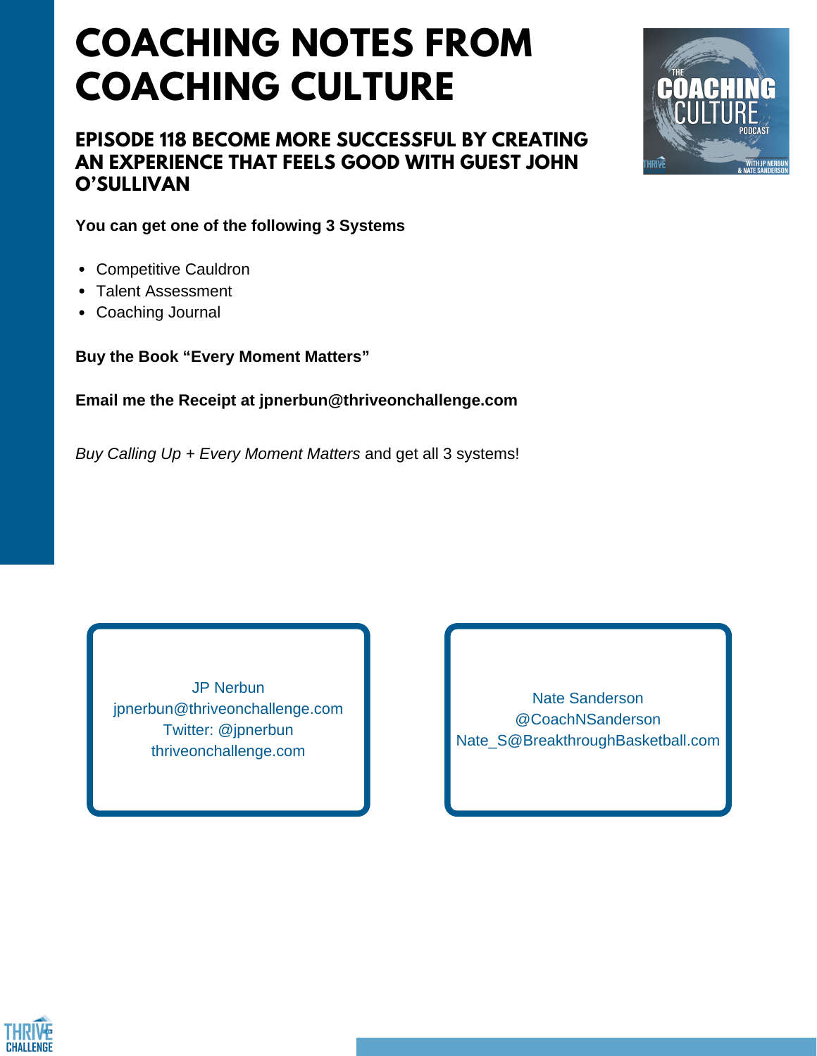# COACHING NOTES FROM COACHING CULTURE

## EPISODE 118 BECOME MORE SUCCESSFUL BY CREATING AN EXPERIENCE THAT FEELS GOOD WITH GUEST JOHN O'SULLIVAN

**You can get one of the following 3 Systems**

- Competitive Cauldron
- Talent Assessment
- Coaching Journal

**Buy the Book "Every Moment Matters"**

**Email me the Receipt at jpnerbun@thriveonchallenge.com**

*Buy Calling Up + Every Moment Matters* and get all 3 systems!

JP Nerbun
jpnerbun@thriveonchallenge.com
Twitter: @jpnerbun
thriveonchallenge.com

Nate Sanderson
@CoachNSanderson
Nate_S@BreakthroughBasketball.com